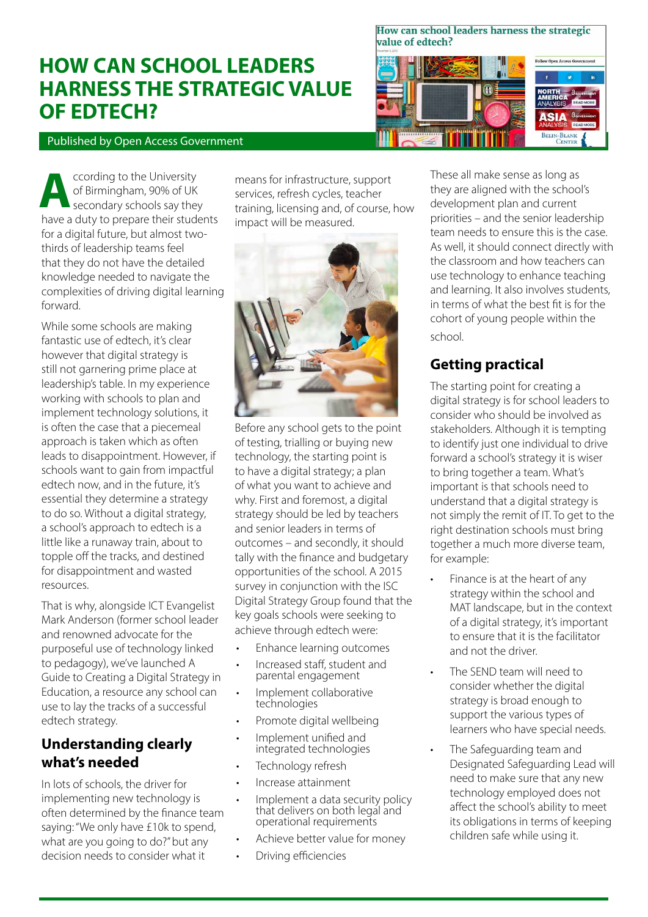# HOW CAN SCHOOL LEADERS HARNESS THE STRATEGIC VALUE OF EDTECH?

Published by Open Access Government

According to the University of Birmingham, 90% of UK secondary schools say they have a duty to prepare their students for a digital future, but almost two-thirds of leadership teams feel that they do not have the detailed knowledge needed to navigate the complexities of driving digital learning forward.

While some schools are making fantastic use of edtech, it's clear however that digital strategy is still not garnering prime place at leadership's table. In my experience working with schools to plan and implement technology solutions, it is often the case that a piecemeal approach is taken which as often leads to disappointment. However, if schools want to gain from impactful edtech now, and in the future, it's essential they determine a strategy to do so. Without a digital strategy, a school's approach to edtech is a little like a runaway train, about to topple off the tracks, and destined for disappointment and wasted resources.

That is why, alongside ICT Evangelist Mark Anderson (former school leader and renowned advocate for the purposeful use of technology linked to pedagogy), we've launched A Guide to Creating a Digital Strategy in Education, a resource any school can use to lay the tracks of a successful edtech strategy.

## Understanding clearly what's needed

In lots of schools, the driver for implementing new technology is often determined by the finance team saying: "We only have £10k to spend, what are you going to do?" but any decision needs to consider what it means for infrastructure, support services, refresh cycles, teacher training, licensing and, of course, how impact will be measured.

Before any school gets to the point of testing, trialling or buying new technology, the starting point is to have a digital strategy; a plan of what you want to achieve and why. First and foremost, a digital strategy should be led by teachers and senior leaders in terms of outcomes – and secondly, it should tally with the finance and budgetary opportunities of the school. A 2015 survey in conjunction with the ISC Digital Strategy Group found that the key goals schools were seeking to achieve through edtech were:

- Enhance learning outcomes
- Increased staff, student and parental engagement
- Implement collaborative technologies
- Promote digital wellbeing
- Implement unified and integrated technologies
- Technology refresh
- Increase attainment
- Implement a data security policy that delivers on both legal and operational requirements
- Achieve better value for money
- Driving efficiencies

These all make sense as long as they are aligned with the school's development plan and current priorities – and the senior leadership team needs to ensure this is the case. As well, it should connect directly with the classroom and how teachers can use technology to enhance teaching and learning. It also involves students, in terms of what the best fit is for the cohort of young people within the school.

## Getting practical

The starting point for creating a digital strategy is for school leaders to consider who should be involved as stakeholders. Although it is tempting to identify just one individual to drive forward a school's strategy it is wiser to bring together a team. What's important is that schools need to understand that a digital strategy is not simply the remit of IT. To get to the right destination schools must bring together a much more diverse team, for example:

- Finance is at the heart of any strategy within the school and MAT landscape, but in the context of a digital strategy, it's important to ensure that it is the facilitator and not the driver.
- The SEND team will need to consider whether the digital strategy is broad enough to support the various types of learners who have special needs.
- The Safeguarding team and Designated Safeguarding Lead will need to make sure that any new technology employed does not affect the school's ability to meet its obligations in terms of keeping children safe while using it.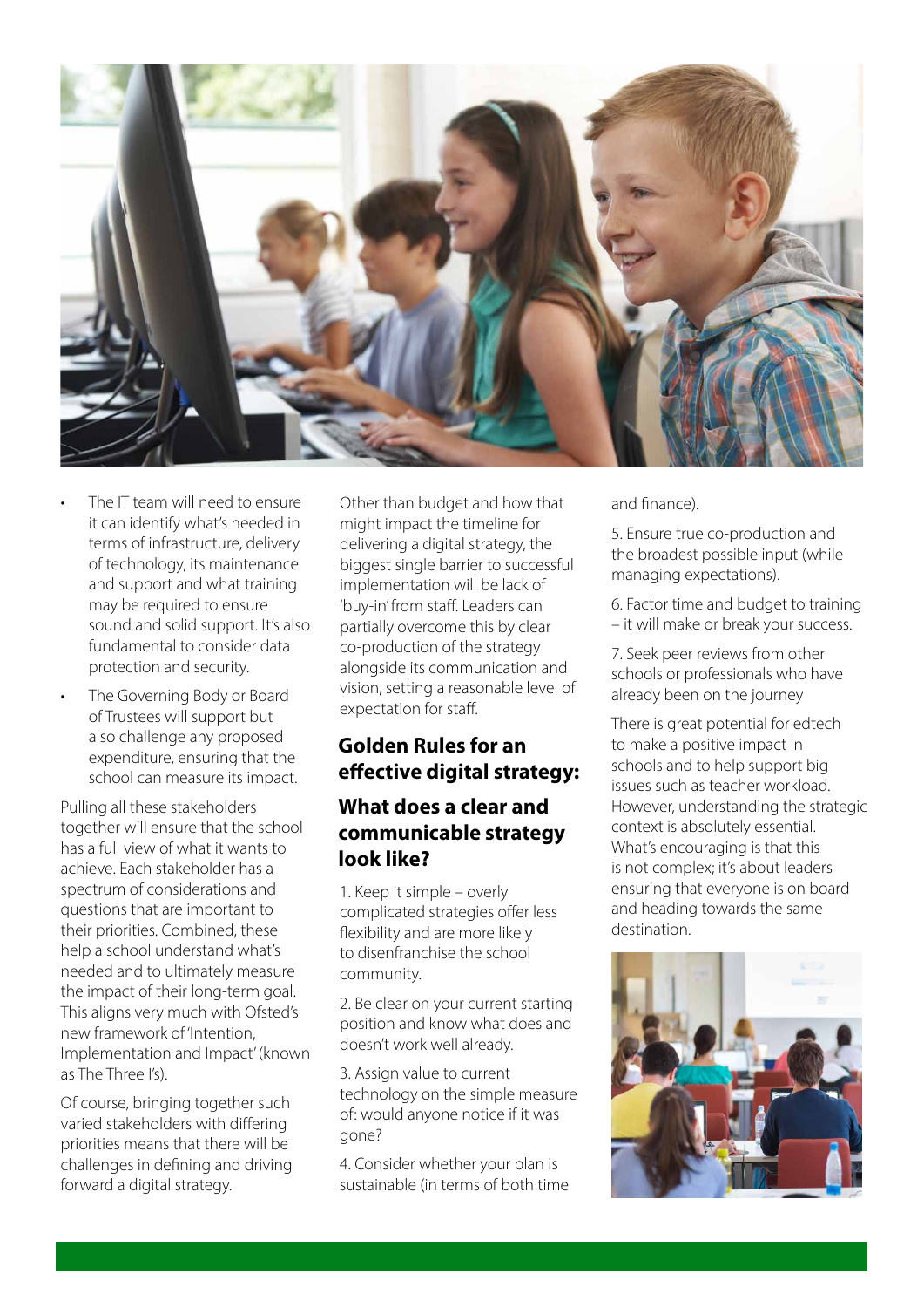- The IT team will need to ensure it can identify what's needed in terms of infrastructure, delivery of technology, its maintenance and support and what training may be required to ensure sound and solid support. It's also fundamental to consider data protection and security.
- The Governing Body or Board of Trustees will support but also challenge any proposed expenditure, ensuring that the school can measure its impact.

Pulling all these stakeholders together will ensure that the school has a full view of what it wants to achieve. Each stakeholder has a spectrum of considerations and questions that are important to their priorities. Combined, these help a school understand what's needed and to ultimately measure the impact of their long-term goal. This aligns very much with Ofsted's new framework of 'Intention, Implementation and Impact' (known as The Three I's).

Of course, bringing together such varied stakeholders with differing priorities means that there will be challenges in defining and driving forward a digital strategy.

Other than budget and how that might impact the timeline for delivering a digital strategy, the biggest single barrier to successful implementation will be lack of 'buy-in' from staff. Leaders can partially overcome this by clear co-production of the strategy alongside its communication and vision, setting a reasonable level of expectation for staff.

## Golden Rules for an effective digital strategy:

## What does a clear and communicable strategy look like?

1. Keep it simple – overly complicated strategies offer less flexibility and are more likely to disenfranchise the school community.

2. Be clear on your current starting position and know what does and doesn't work well already.

3. Assign value to current technology on the simple measure of: would anyone notice if it was gone?

4. Consider whether your plan is sustainable (in terms of both time and finance).

5. Ensure true co-production and the broadest possible input (while managing expectations).

6. Factor time and budget to training – it will make or break your success.

7. Seek peer reviews from other schools or professionals who have already been on the journey

There is great potential for edtech to make a positive impact in schools and to help support big issues such as teacher workload. However, understanding the strategic context is absolutely essential. What's encouraging is that this is not complex; it's about leaders ensuring that everyone is on board and heading towards the same destination.